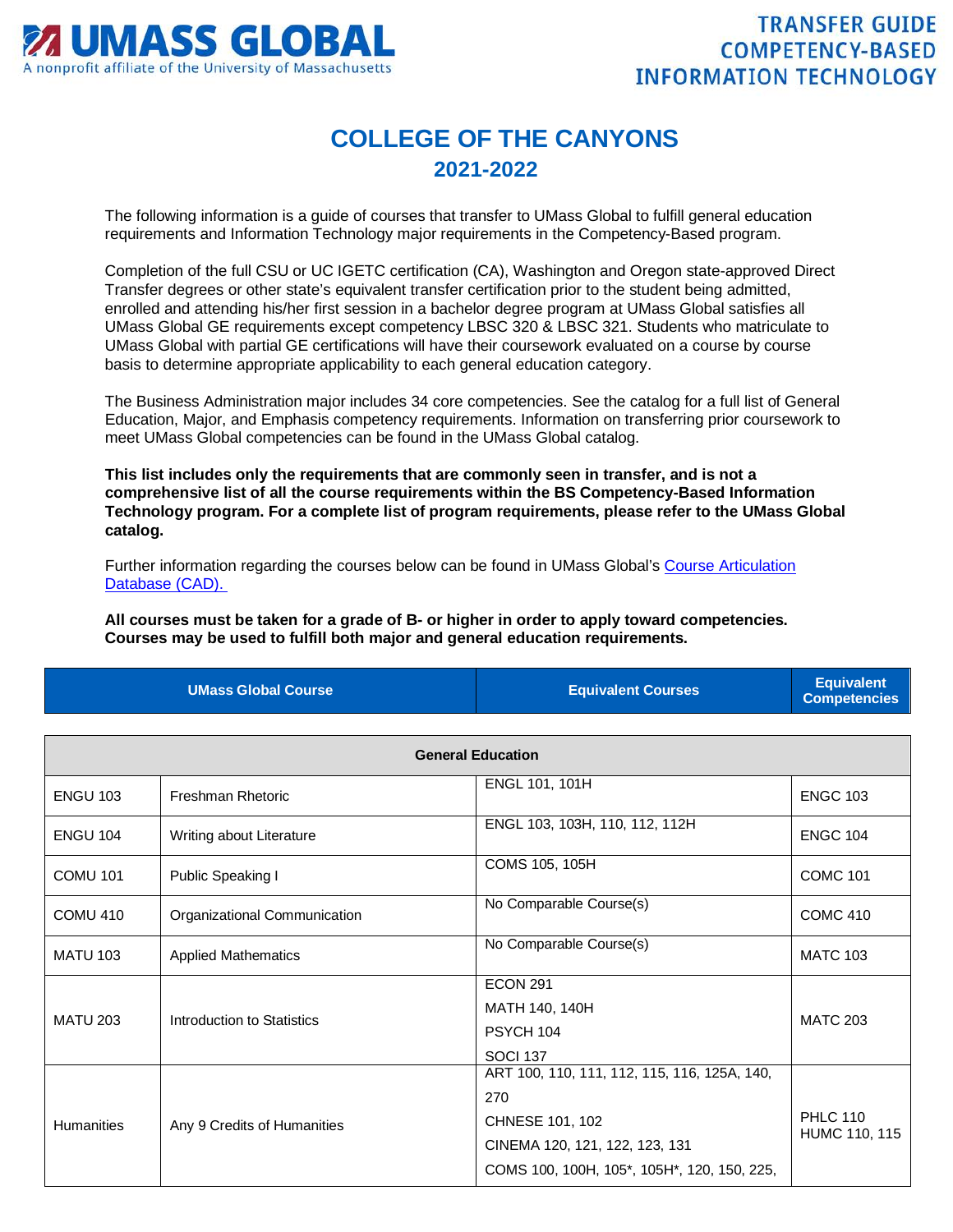UMASS GLOBAL
A nonprofit affiliate of the University of Massachusetts

TRANSFER GUIDE
COMPETENCY-BASED
INFORMATION TECHNOLOGY

# COLLEGE OF THE CANYONS
## 2021-2022

The following information is a guide of courses that transfer to UMass Global to fulfill general education requirements and Information Technology major requirements in the Competency-Based program.

Completion of the full CSU or UC IGETC certification (CA), Washington and Oregon state-approved Direct Transfer degrees or other state's equivalent transfer certification prior to the student being admitted, enrolled and attending his/her first session in a bachelor degree program at UMass Global satisfies all UMass Global GE requirements except competency LBSC 320 & LBSC 321. Students who matriculate to UMass Global with partial GE certifications will have their coursework evaluated on a course by course basis to determine appropriate applicability to each general education category.

The Business Administration major includes 34 core competencies. See the catalog for a full list of General Education, Major, and Emphasis competency requirements. Information on transferring prior coursework to meet UMass Global competencies can be found in the UMass Global catalog.

**This list includes only the requirements that are commonly seen in transfer, and is not a comprehensive list of all the course requirements within the BS Competency-Based Information Technology program. For a complete list of program requirements, please refer to the UMass Global catalog.**

Further information regarding the courses below can be found in UMass Global's [Course Articulation Database (CAD).]()

**All courses must be taken for a grade of B- or higher in order to apply toward competencies. Courses may be used to fulfill both major and general education requirements.**

| UMass Global Course | | Equivalent Courses | Equivalent Competencies |
|---|---|---|---|
| **General Education** | | | |
| ENGU 103 | Freshman Rhetoric | ENGL 101, 101H | ENGC 103 |
| ENGU 104 | Writing about Literature | ENGL 103, 103H, 110, 112, 112H | ENGC 104 |
| COMU 101 | Public Speaking I | COMS 105, 105H | COMC 101 |
| COMU 410 | Organizational Communication | No Comparable Course(s) | COMC 410 |
| MATU 103 | Applied Mathematics | No Comparable Course(s) | MATC 103 |
| MATU 203 | Introduction to Statistics | ECON 291<br>MATH 140, 140H<br>PSYCH 104<br>SOCI 137 | MATC 203 |
| Humanities | Any 9 Credits of Humanities | ART 100, 110, 111, 112, 115, 116, 125A, 140, 270<br>CHNESE 101, 102<br>CINEMA 120, 121, 122, 123, 131<br>COMS 100, 100H, 105*, 105H*, 120, 150, 225, | PHLC 110<br>HUMC 110, 115 |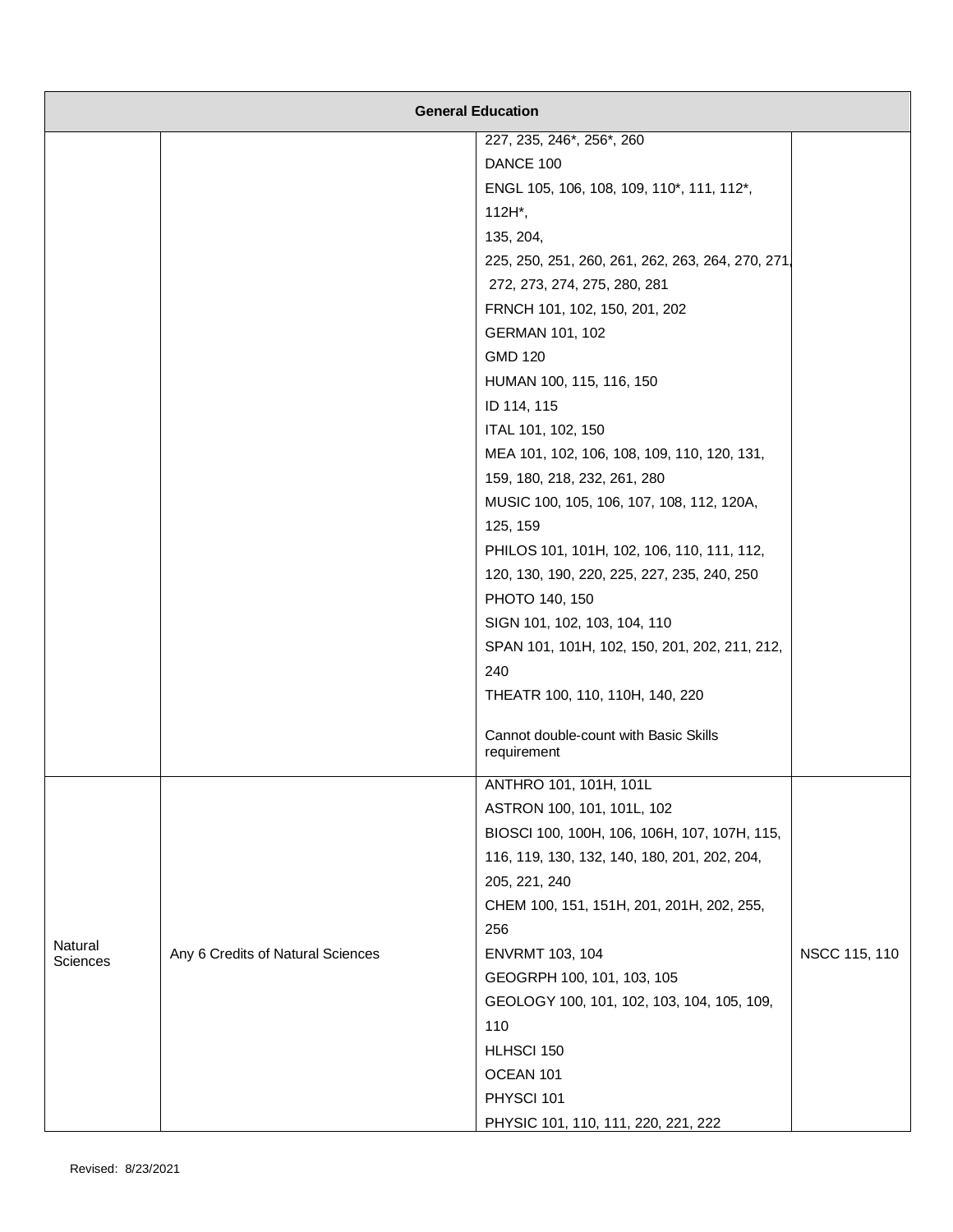| General Education | | | |
|---|---|---|---|
| | | 227, 235, 246*, 256*, 260<br>DANCE 100<br>ENGL 105, 106, 108, 109, 110*, 111, 112*, 112H*,<br>135, 204,<br>225, 250, 251, 260, 261, 262, 263, 264, 270, 271, 272, 273, 274, 275, 280, 281<br>FRNCH 101, 102, 150, 201, 202<br>GERMAN 101, 102<br>GMD 120<br>HUMAN 100, 115, 116, 150<br>ID 114, 115<br>ITAL 101, 102, 150<br>MEA 101, 102, 106, 108, 109, 110, 120, 131, 159, 180, 218, 232, 261, 280<br>MUSIC 100, 105, 106, 107, 108, 112, 120A, 125, 159<br>PHILOS 101, 101H, 102, 106, 110, 111, 112, 120, 130, 190, 220, 225, 227, 235, 240, 250<br>PHOTO 140, 150<br>SIGN 101, 102, 103, 104, 110<br>SPAN 101, 101H, 102, 150, 201, 202, 211, 212, 240<br>THEATR 100, 110, 110H, 140, 220<br><br>Cannot double-count with Basic Skills requirement | |
| Natural Sciences | Any 6 Credits of Natural Sciences | ANTHRO 101, 101H, 101L<br>ASTRON 100, 101, 101L, 102<br>BIOSCI 100, 100H, 106, 106H, 107, 107H, 115, 116, 119, 130, 132, 140, 180, 201, 202, 204, 205, 221, 240<br>CHEM 100, 151, 151H, 201, 201H, 202, 255, 256<br>ENVRMT 103, 104<br>GEOGRPH 100, 101, 103, 105<br>GEOLOGY 100, 101, 102, 103, 104, 105, 109, 110<br>HLHSCI 150<br>OCEAN 101<br>PHYSCI 101<br>PHYSIC 101, 110, 111, 220, 221, 222 | NSCC 115, 110 |

Revised: 8/23/2021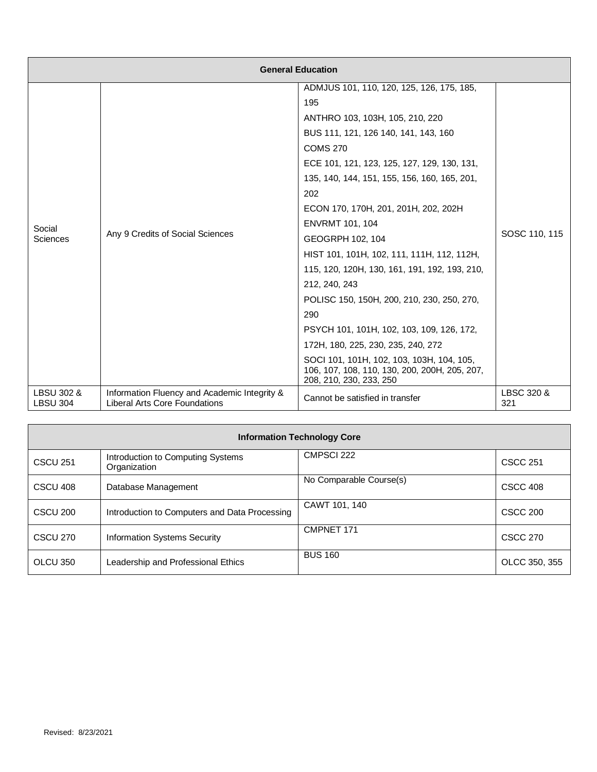| General Education | | | |
|---|---|---|---|
| Social Sciences | Any 9 Credits of Social Sciences | ADMJUS 101, 110, 120, 125, 126, 175, 185, 195<br>ANTHRO 103, 103H, 105, 210, 220<br>BUS 111, 121, 126 140, 141, 143, 160<br>COMS 270<br>ECE 101, 121, 123, 125, 127, 129, 130, 131, 135, 140, 144, 151, 155, 156, 160, 165, 201, 202<br>ECON 170, 170H, 201, 201H, 202, 202H<br>ENVRMT 101, 104<br>GEOGRPH 102, 104<br>HIST 101, 101H, 102, 111, 111H, 112, 112H, 115, 120, 120H, 130, 161, 191, 192, 193, 210, 212, 240, 243<br>POLISC 150, 150H, 200, 210, 230, 250, 270, 290<br>PSYCH 101, 101H, 102, 103, 109, 126, 172, 172H, 180, 225, 230, 235, 240, 272<br>SOCI 101, 101H, 102, 103, 103H, 104, 105, 106, 107, 108, 110, 130, 200, 200H, 205, 207, 208, 210, 230, 233, 250 | SOSC 110, 115 |
| LBSU 302 & LBSU 304 | Information Fluency and Academic Integrity & Liberal Arts Core Foundations | Cannot be satisfied in transfer | LBSC 320 & 321 |

| Information Technology Core | | | |
|---|---|---|---|
| CSCU 251 | Introduction to Computing Systems Organization | CMPSCI 222 | CSCC 251 |
| CSCU 408 | Database Management | No Comparable Course(s) | CSCC 408 |
| CSCU 200 | Introduction to Computers and Data Processing | CAWT 101, 140 | CSCC 200 |
| CSCU 270 | Information Systems Security | CMPNET 171 | CSCC 270 |
| OLCU 350 | Leadership and Professional Ethics | BUS 160 | OLCC 350, 355 |

Revised: 8/23/2021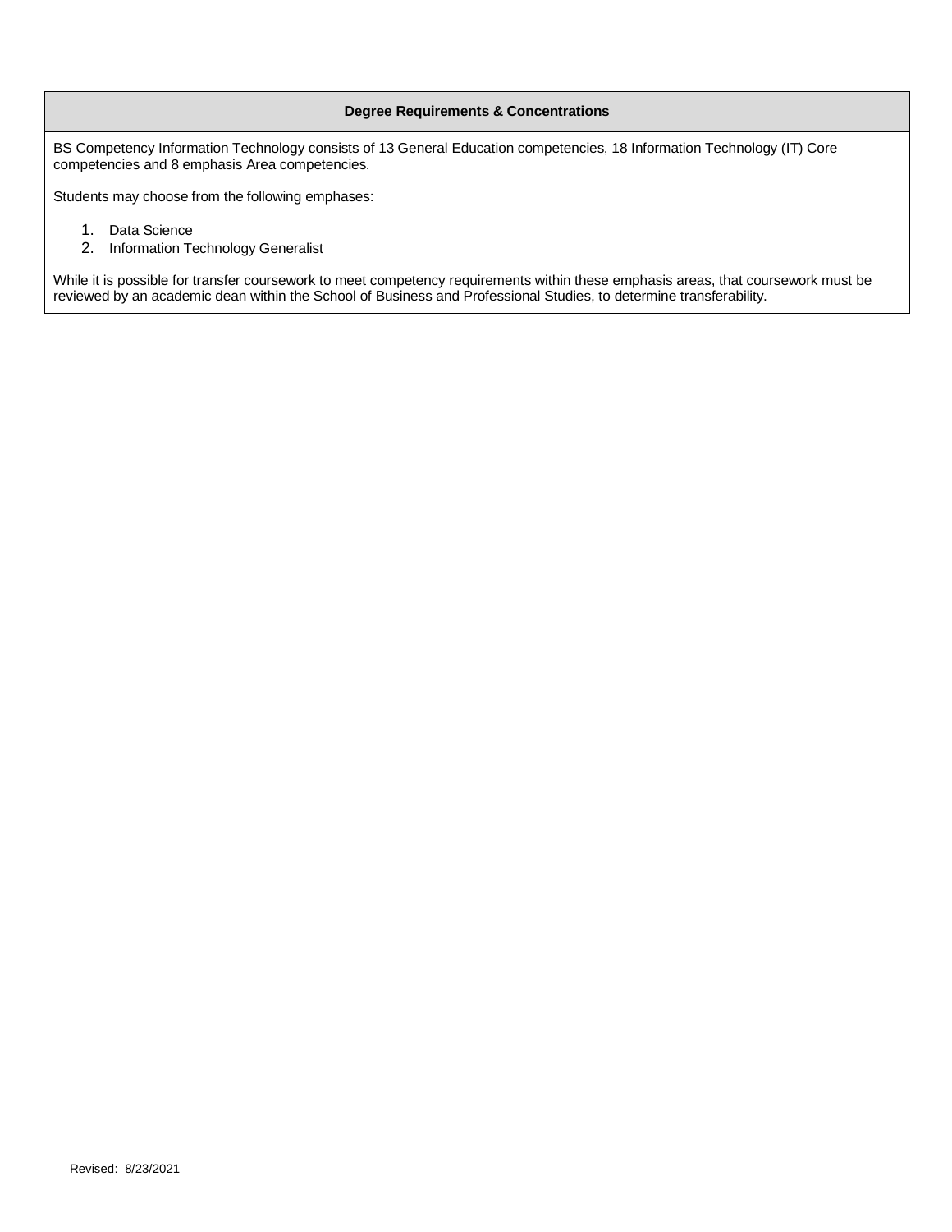## Degree Requirements & Concentrations

BS Competency Information Technology consists of 13 General Education competencies, 18 Information Technology (IT) Core competencies and 8 emphasis Area competencies.

Students may choose from the following emphases:

1. Data Science
2. Information Technology Generalist

While it is possible for transfer coursework to meet competency requirements within these emphasis areas, that coursework must be reviewed by an academic dean within the School of Business and Professional Studies, to determine transferability.

Revised: 8/23/2021